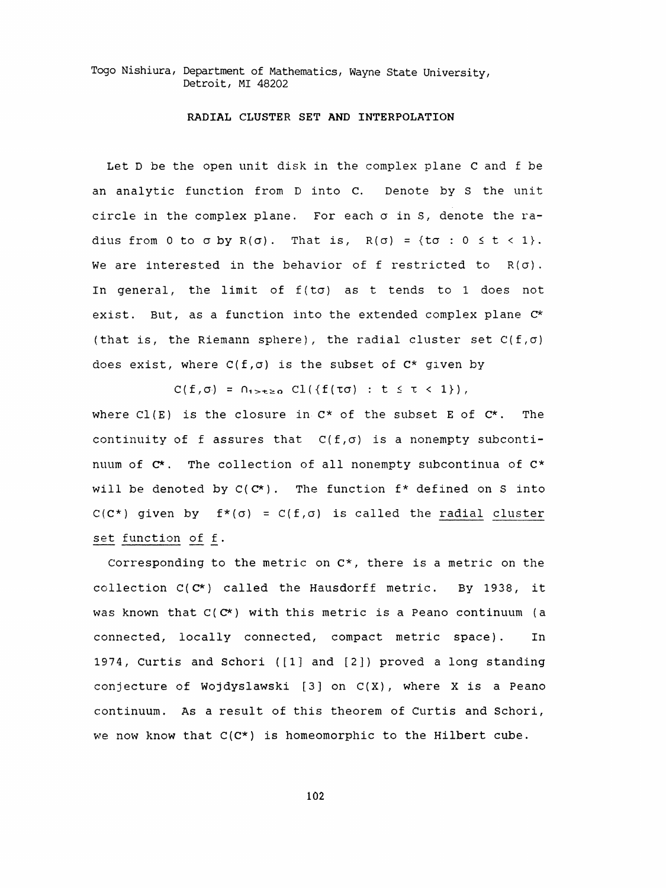Togo Nishiura, Department of Mathematics, Wayne State University, Detroit, MI 48202

# RADIAL CLUSTER SET AND INTERPOLATION

Let D be the open unit disk in the complex plane C and f be an analytic function from D into C. Denote by S the unit circle in the complex plane. For each $\sigma$ in S, denote the radius from 0 to $\sigma$ by $R(\sigma)$. That is, $R(\sigma) = \{t\sigma : 0 \le t < 1\}$. We are interested in the behavior of f restricted to $R(\sigma)$. In general, the limit of $f(t\sigma)$ as t tends to 1 does not exist. But, as a function into the extended complex plane $C^*$ (that is, the Riemann sphere), the radial cluster set $C(f,\sigma)$ does exist, where $C(f,\sigma)$ is the subset of $C^*$ given by

$$C(f,\sigma) = \cap_{1>t\ge 0} \, Cl(\{f(\tau\sigma) : t \le \tau < 1\}),$$

where $Cl(E)$ is the closure in $C^*$ of the subset E of $C^*$. The continuity of f assures that $C(f,\sigma)$ is a nonempty subcontinuum of $C^*$. The collection of all nonempty subcontinua of $C^*$ will be denoted by $C(C^*)$. The function $f^*$ defined on S into $C(C^*)$ given by $f^*(\sigma) = C(f,\sigma)$ is called the <u>radial cluster set function of f</u>.

Corresponding to the metric on $C^*$, there is a metric on the collection $C(C^*)$ called the Hausdorff metric. By 1938, it was known that $C(C^*)$ with this metric is a Peano continuum (a connected, locally connected, compact metric space). In 1974, Curtis and Schori ([1] and [2]) proved a long standing conjecture of Wojdyslawski [3] on $C(X)$, where X is a Peano continuum. As a result of this theorem of Curtis and Schori, we now know that $C(C^*)$ is homeomorphic to the Hilbert cube.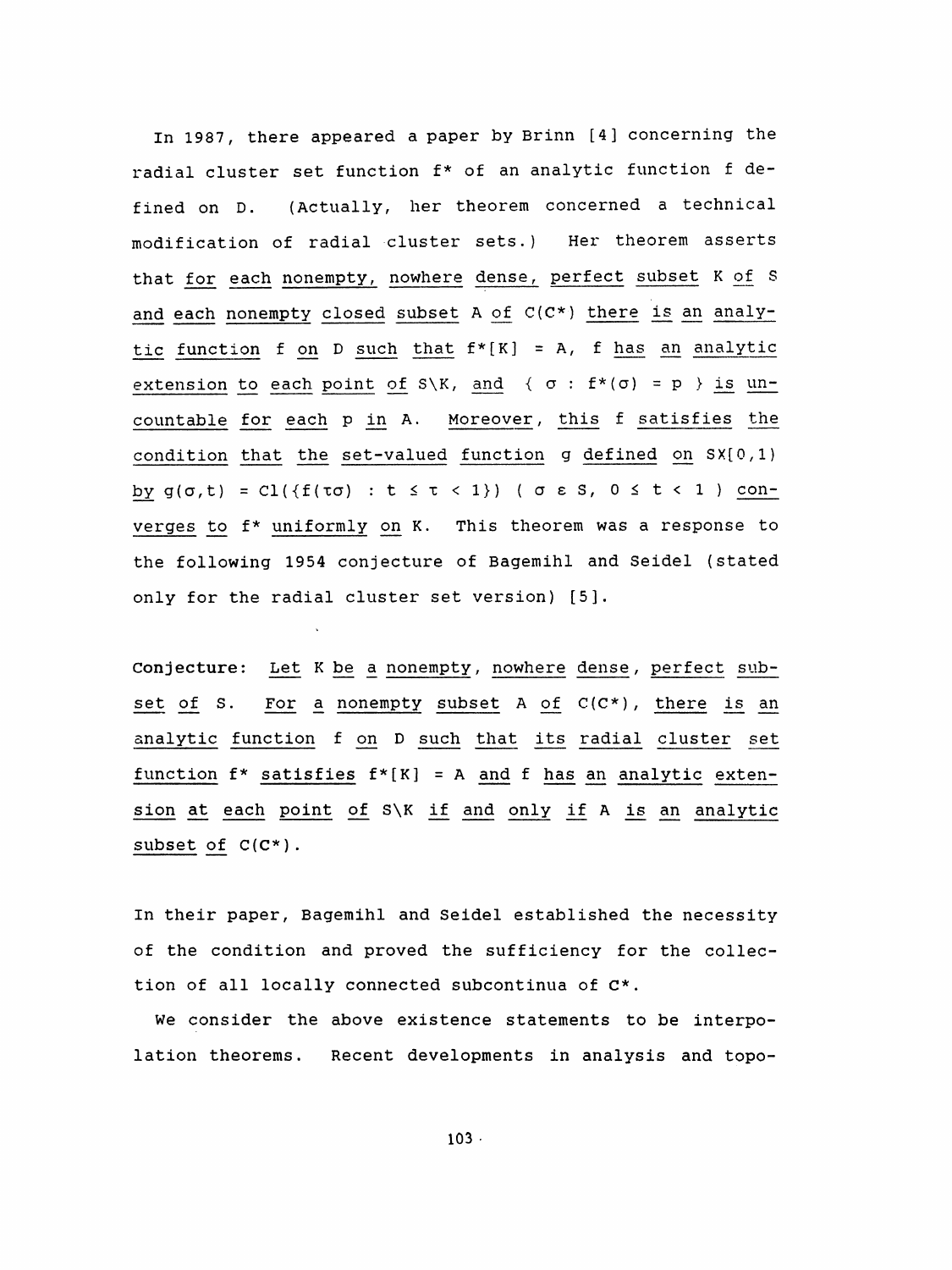In 1987, there appeared a paper by Brinn [4] concerning the radial cluster set function $f^*$ of an analytic function $f$ defined on $D$. (Actually, her theorem concerned a technical modification of radial cluster sets.) Her theorem asserts that *for each nonempty, nowhere dense, perfect subset $K$ of $S$ and each nonempty closed subset $A$ of $C(C^*)$ there is an analytic function $f$ on $D$ such that $f^*[K] = A$, $f$ has an analytic extension to each point of $S \setminus K$, and $\{ \sigma : f^*(\sigma) = p \}$ is uncountable for each $p$ in $A$. Moreover, this $f$ satisfies the condition that the set-valued function $g$ defined on $S \times [0,1)$ by $g(\sigma,t) = \mathrm{Cl}(\{f(\tau\sigma) : t \leq \tau < 1\})$ ( $\sigma \in S$, $0 \leq t < 1$ ) converges to $f^*$ uniformly on $K$.* This theorem was a response to the following 1954 conjecture of Bagemihl and Seidel (stated only for the radial cluster set version) [5].

Conjecture: *Let $K$ be a nonempty, nowhere dense, perfect subset of $S$. For a nonempty subset $A$ of $C(C^*)$, there is an analytic function $f$ on $D$ such that its radial cluster set function $f^*$ satisfies $f^*[K] = A$ and $f$ has an analytic extension at each point of $S \setminus K$ if and only if $A$ is an analytic subset of $C(C^*)$.*

In their paper, Bagemihl and Seidel established the necessity of the condition and proved the sufficiency for the collection of all locally connected subcontinua of $C^*$.

We consider the above existence statements to be interpolation theorems. Recent developments in analysis and topo-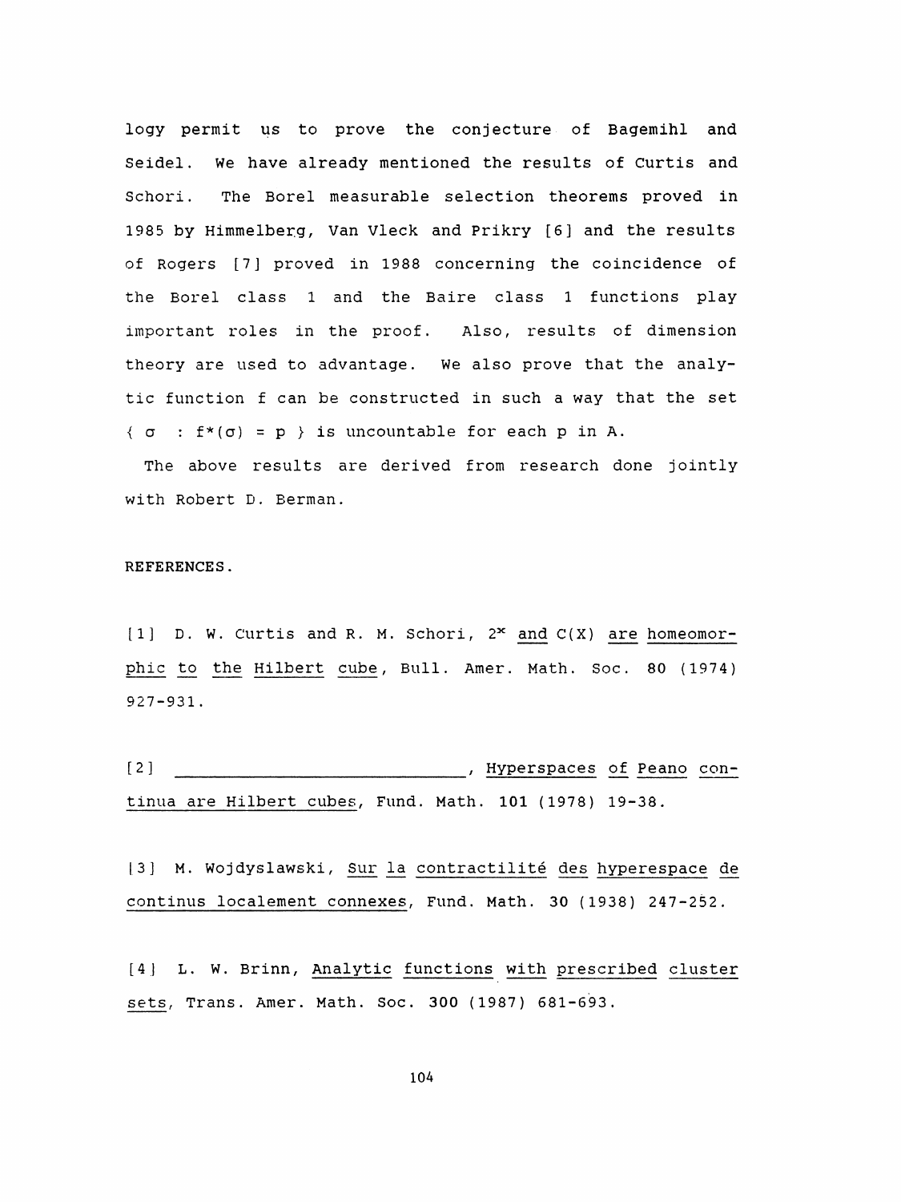logy permit us to prove the conjecture of Bagemihl and Seidel. We have already mentioned the results of Curtis and Schori. The Borel measurable selection theorems proved in 1985 by Himmelberg, Van Vleck and Prikry [6] and the results of Rogers [7] proved in 1988 concerning the coincidence of the Borel class 1 and the Baire class 1 functions play important roles in the proof. Also, results of dimension theory are used to advantage. We also prove that the analytic function f can be constructed in such a way that the set $\{ \sigma : f^*(\sigma) = p \}$ is uncountable for each p in A.

The above results are derived from research done jointly with Robert D. Berman.

REFERENCES.

[1] D. W. Curtis and R. M. Schori, <u>$2^X$ and C(X) are homeomorphic to the Hilbert cube</u>, Bull. Amer. Math. Soc. 80 (1974) 927-931.

[2] ______________________________, <u>Hyperspaces of Peano continua are Hilbert cubes</u>, Fund. Math. 101 (1978) 19-38.

[3] M. Wojdyslawski, <u>Sur la contractilité des hyperespace de continus localement connexes</u>, Fund. Math. 30 (1938) 247-252.

[4] L. W. Brinn, <u>Analytic functions with prescribed cluster sets</u>, Trans. Amer. Math. Soc. 300 (1987) 681-693.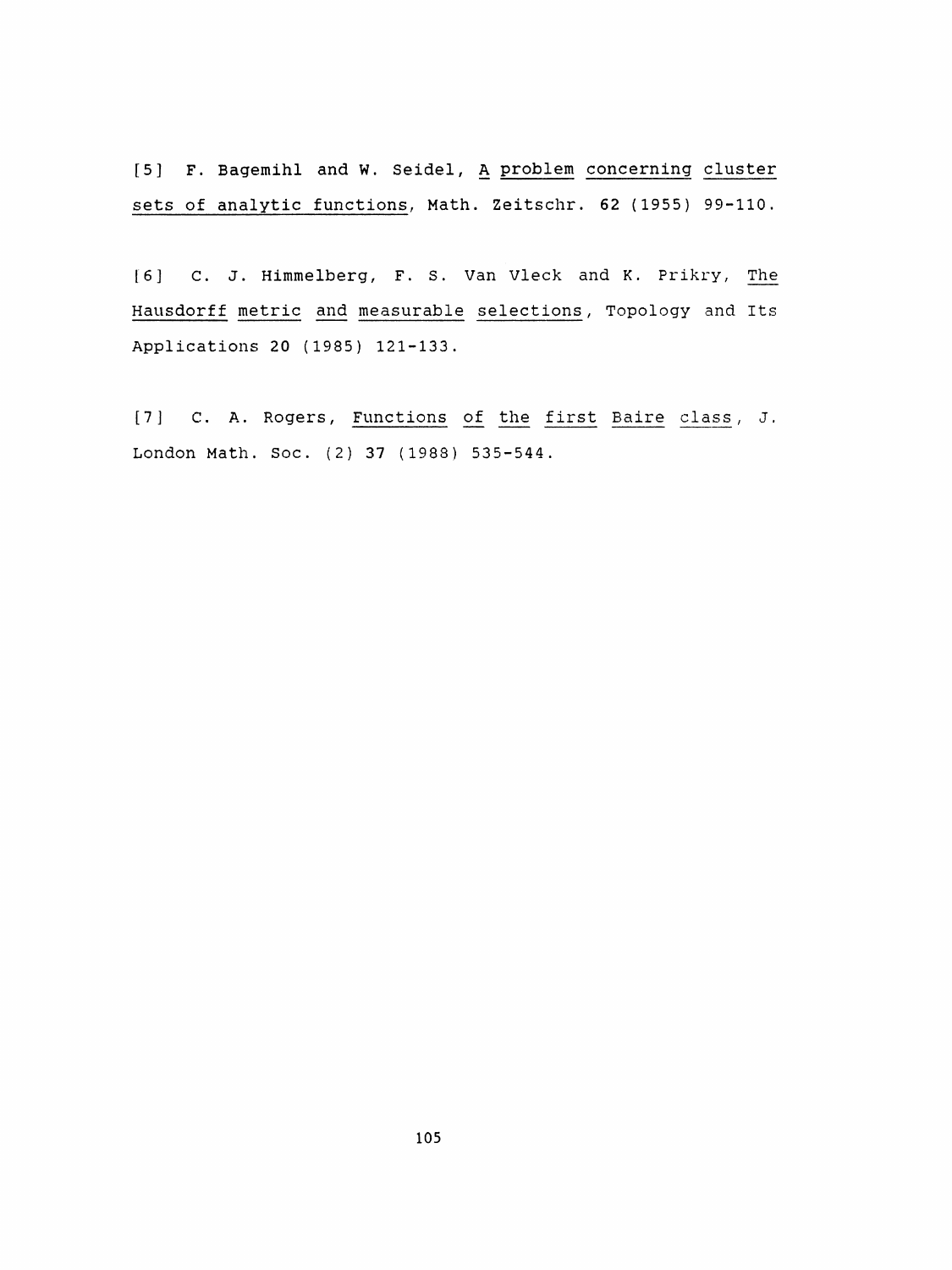[5] F. Bagemihl and W. Seidel, A problem concerning cluster sets of analytic functions, Math. Zeitschr. **62** (1955) 99-110.

[6] C. J. Himmelberg, F. S. Van Vleck and K. Prikry, The Hausdorff metric and measurable selections, Topology and Its Applications **20** (1985) 121-133.

[7] C. A. Rogers, Functions of the first Baire class, J. London Math. Soc. (2) **37** (1988) 535-544.